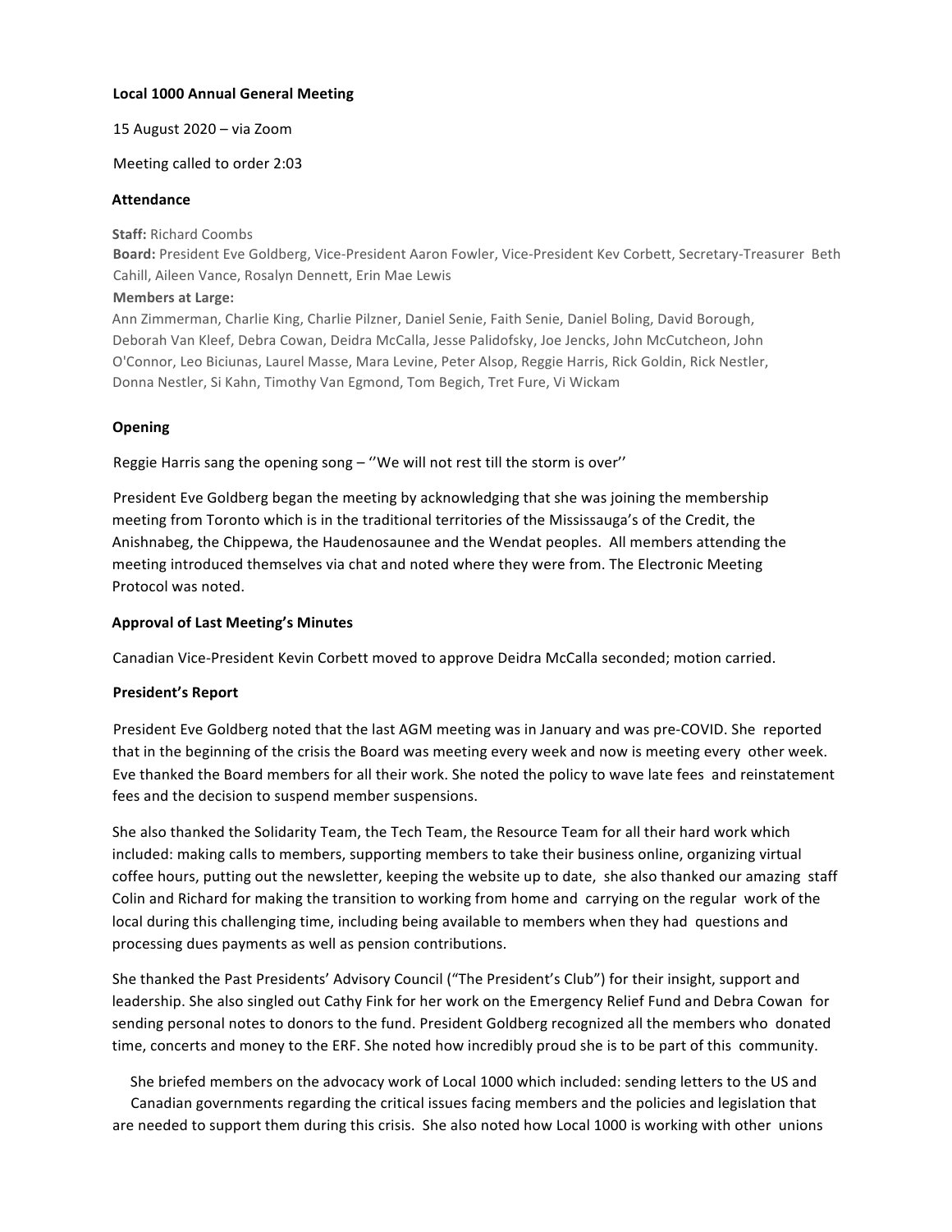**Local 1000 Annual General Meeting**

15 August 2020 – via Zoom

Meeting called to order 2:03

**Attendance**

**Staff:** Richard Coombs
**Board:** President Eve Goldberg, Vice-President Aaron Fowler, Vice-President Kev Corbett, Secretary-Treasurer Beth Cahill, Aileen Vance, Rosalyn Dennett, Erin Mae Lewis
**Members at Large:**
Ann Zimmerman, Charlie King, Charlie Pilzner, Daniel Senie, Faith Senie, Daniel Boling, David Borough, Deborah Van Kleef, Debra Cowan, Deidra McCalla, Jesse Palidofsky, Joe Jencks, John McCutcheon, John O'Connor, Leo Biciunas, Laurel Masse, Mara Levine, Peter Alsop, Reggie Harris, Rick Goldin, Rick Nestler, Donna Nestler, Si Kahn, Timothy Van Egmond, Tom Begich, Tret Fure, Vi Wickam

**Opening**

Reggie Harris sang the opening song – ''We will not rest till the storm is over''

President Eve Goldberg began the meeting by acknowledging that she was joining the membership meeting from Toronto which is in the traditional territories of the Mississauga's of the Credit, the Anishnabeg, the Chippewa, the Haudenosaunee and the Wendat peoples. All members attending the meeting introduced themselves via chat and noted where they were from. The Electronic Meeting Protocol was noted.

**Approval of Last Meeting's Minutes**

Canadian Vice-President Kevin Corbett moved to approve Deidra McCalla seconded; motion carried.

**President's Report**

President Eve Goldberg noted that the last AGM meeting was in January and was pre-COVID. She reported that in the beginning of the crisis the Board was meeting every week and now is meeting every other week. Eve thanked the Board members for all their work. She noted the policy to wave late fees and reinstatement fees and the decision to suspend member suspensions.

She also thanked the Solidarity Team, the Tech Team, the Resource Team for all their hard work which included: making calls to members, supporting members to take their business online, organizing virtual coffee hours, putting out the newsletter, keeping the website up to date, she also thanked our amazing staff Colin and Richard for making the transition to working from home and carrying on the regular work of the local during this challenging time, including being available to members when they had questions and processing dues payments as well as pension contributions.

She thanked the Past Presidents' Advisory Council ("The President's Club") for their insight, support and leadership. She also singled out Cathy Fink for her work on the Emergency Relief Fund and Debra Cowan for sending personal notes to donors to the fund. President Goldberg recognized all the members who donated time, concerts and money to the ERF. She noted how incredibly proud she is to be part of this community.

She briefed members on the advocacy work of Local 1000 which included: sending letters to the US and Canadian governments regarding the critical issues facing members and the policies and legislation that are needed to support them during this crisis. She also noted how Local 1000 is working with other unions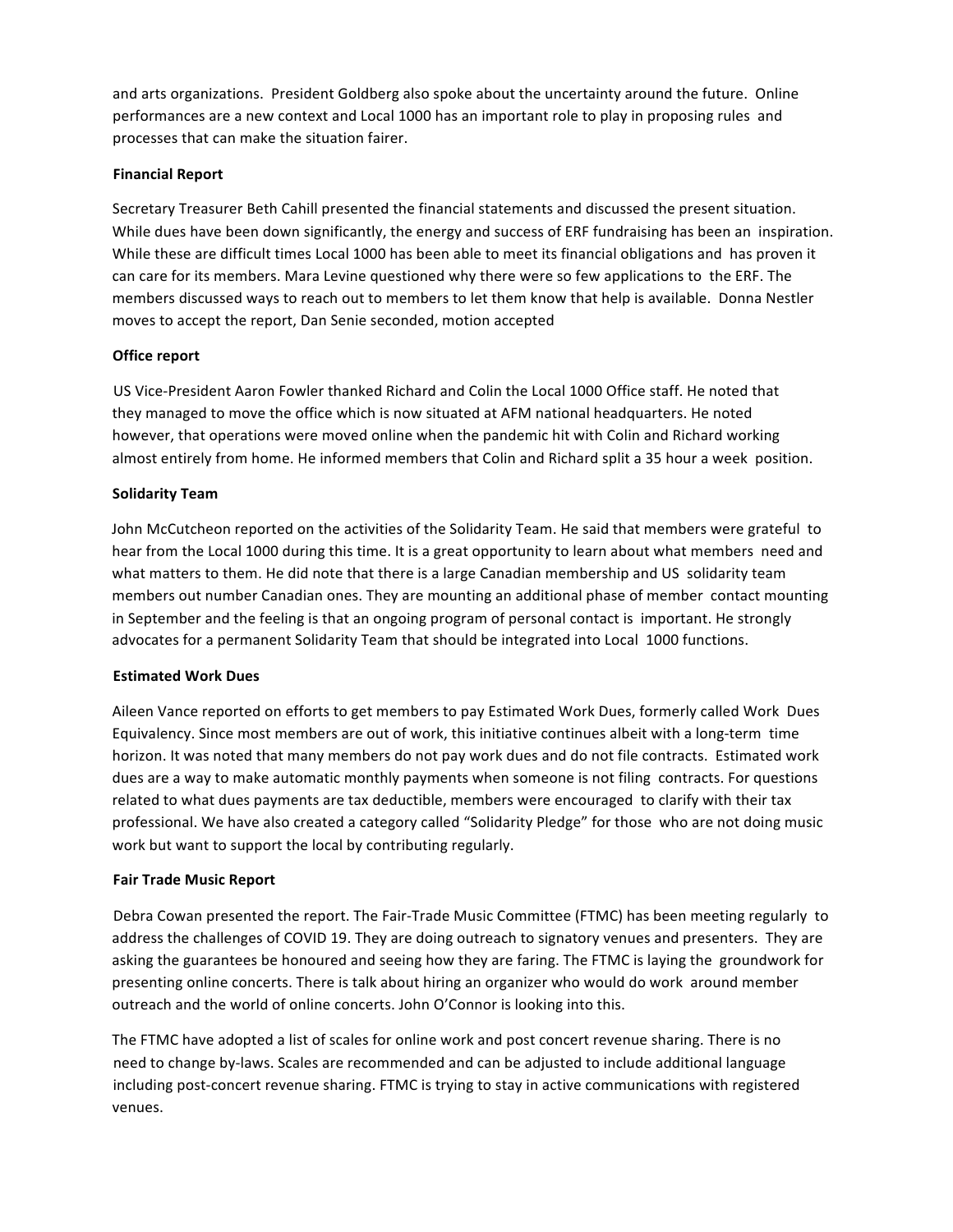and arts organizations. President Goldberg also spoke about the uncertainty around the future. Online performances are a new context and Local 1000 has an important role to play in proposing rules and processes that can make the situation fairer.

**Financial Report**

Secretary Treasurer Beth Cahill presented the financial statements and discussed the present situation. While dues have been down significantly, the energy and success of ERF fundraising has been an inspiration. While these are difficult times Local 1000 has been able to meet its financial obligations and has proven it can care for its members. Mara Levine questioned why there were so few applications to the ERF. The members discussed ways to reach out to members to let them know that help is available. Donna Nestler moves to accept the report, Dan Senie seconded, motion accepted

**Office report**

US Vice-President Aaron Fowler thanked Richard and Colin the Local 1000 Office staff. He noted that they managed to move the office which is now situated at AFM national headquarters. He noted however, that operations were moved online when the pandemic hit with Colin and Richard working almost entirely from home. He informed members that Colin and Richard split a 35 hour a week position.

**Solidarity Team**

John McCutcheon reported on the activities of the Solidarity Team. He said that members were grateful to hear from the Local 1000 during this time. It is a great opportunity to learn about what members need and what matters to them. He did note that there is a large Canadian membership and US solidarity team members out number Canadian ones. They are mounting an additional phase of member contact mounting in September and the feeling is that an ongoing program of personal contact is important. He strongly advocates for a permanent Solidarity Team that should be integrated into Local 1000 functions.

**Estimated Work Dues**

Aileen Vance reported on efforts to get members to pay Estimated Work Dues, formerly called Work Dues Equivalency. Since most members are out of work, this initiative continues albeit with a long-term time horizon. It was noted that many members do not pay work dues and do not file contracts. Estimated work dues are a way to make automatic monthly payments when someone is not filing contracts. For questions related to what dues payments are tax deductible, members were encouraged to clarify with their tax professional. We have also created a category called "Solidarity Pledge" for those who are not doing music work but want to support the local by contributing regularly.

**Fair Trade Music Report**

Debra Cowan presented the report. The Fair-Trade Music Committee (FTMC) has been meeting regularly to address the challenges of COVID 19. They are doing outreach to signatory venues and presenters. They are asking the guarantees be honoured and seeing how they are faring. The FTMC is laying the groundwork for presenting online concerts. There is talk about hiring an organizer who would do work around member outreach and the world of online concerts. John O'Connor is looking into this.

The FTMC have adopted a list of scales for online work and post concert revenue sharing. There is no need to change by-laws. Scales are recommended and can be adjusted to include additional language including post-concert revenue sharing. FTMC is trying to stay in active communications with registered venues.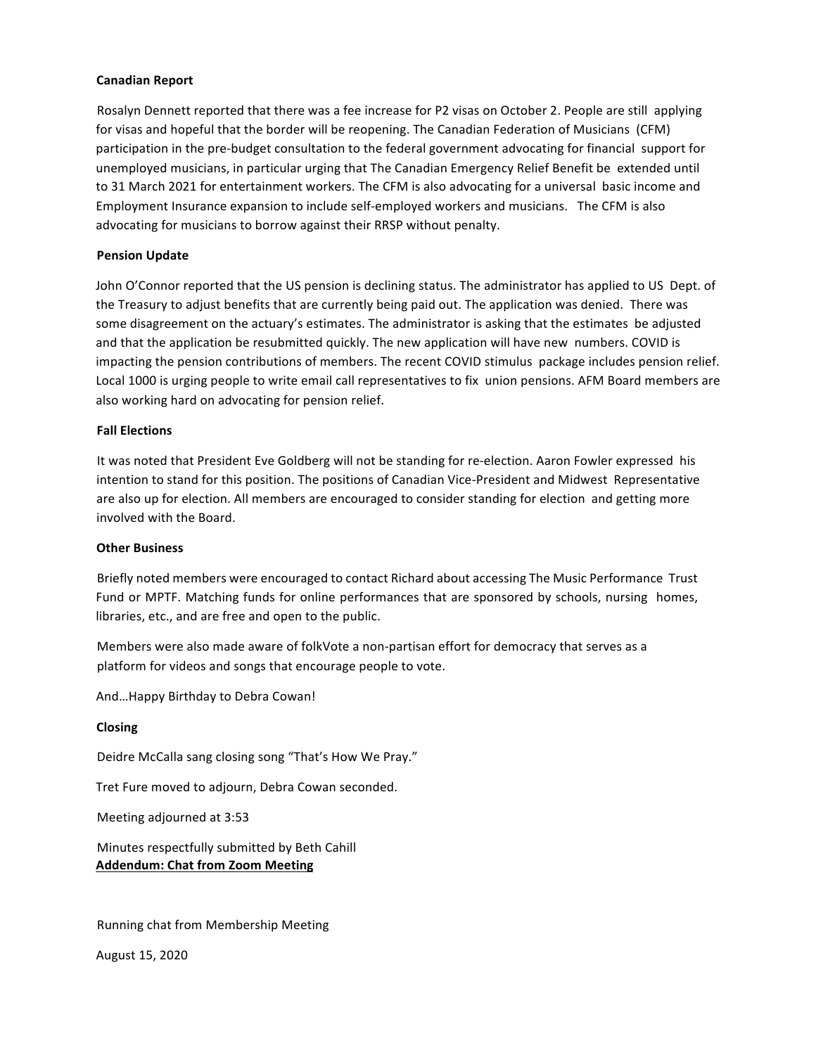**Canadian Report**

Rosalyn Dennett reported that there was a fee increase for P2 visas on October 2. People are still applying for visas and hopeful that the border will be reopening. The Canadian Federation of Musicians (CFM) participation in the pre-budget consultation to the federal government advocating for financial support for unemployed musicians, in particular urging that The Canadian Emergency Relief Benefit be extended until to 31 March 2021 for entertainment workers. The CFM is also advocating for a universal basic income and Employment Insurance expansion to include self-employed workers and musicians. The CFM is also advocating for musicians to borrow against their RRSP without penalty.

**Pension Update**

John O'Connor reported that the US pension is declining status. The administrator has applied to US Dept. of the Treasury to adjust benefits that are currently being paid out. The application was denied. There was some disagreement on the actuary's estimates. The administrator is asking that the estimates be adjusted and that the application be resubmitted quickly. The new application will have new numbers. COVID is impacting the pension contributions of members. The recent COVID stimulus package includes pension relief. Local 1000 is urging people to write email call representatives to fix union pensions. AFM Board members are also working hard on advocating for pension relief.

**Fall Elections**

It was noted that President Eve Goldberg will not be standing for re-election. Aaron Fowler expressed his intention to stand for this position. The positions of Canadian Vice-President and Midwest Representative are also up for election. All members are encouraged to consider standing for election and getting more involved with the Board.

**Other Business**

Briefly noted members were encouraged to contact Richard about accessing The Music Performance Trust Fund or MPTF. Matching funds for online performances that are sponsored by schools, nursing homes, libraries, etc., and are free and open to the public.

Members were also made aware of folkVote a non-partisan effort for democracy that serves as a platform for videos and songs that encourage people to vote.

And…Happy Birthday to Debra Cowan!

**Closing**

Deidre McCalla sang closing song "That's How We Pray."

Tret Fure moved to adjourn, Debra Cowan seconded.

Meeting adjourned at 3:53

Minutes respectfully submitted by Beth Cahill

**Addendum: Chat from Zoom Meeting**

Running chat from Membership Meeting

August 15, 2020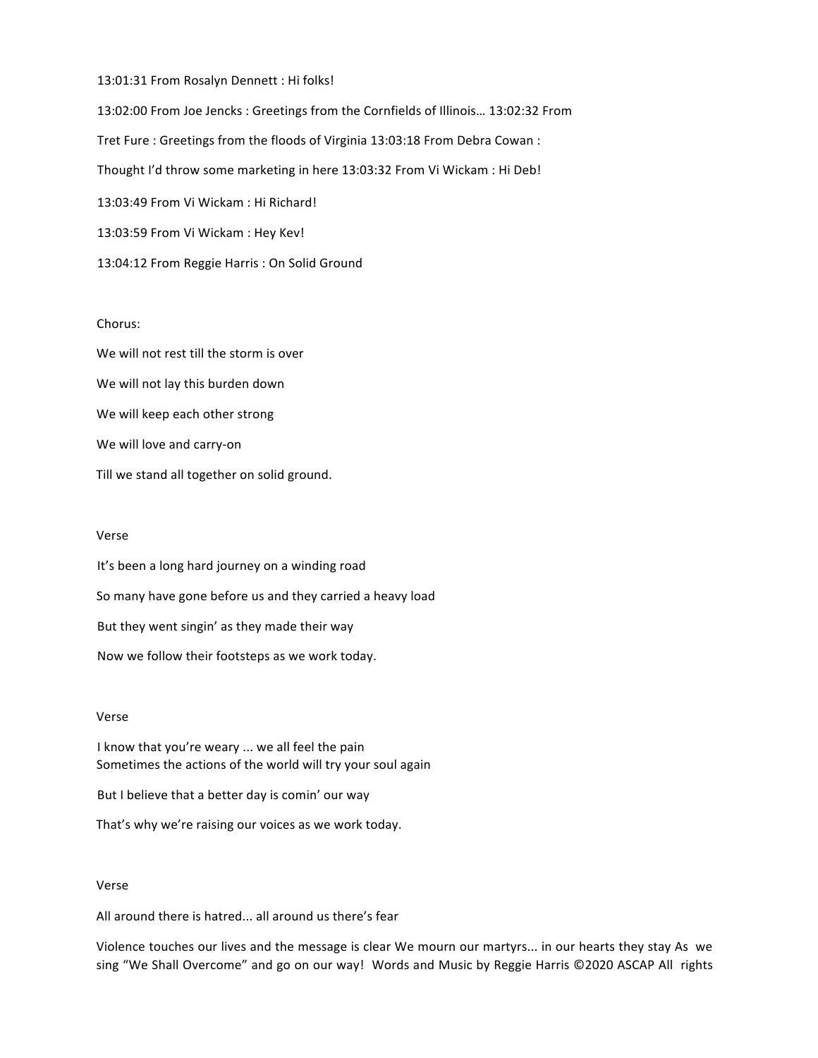13:01:31 From Rosalyn Dennett : Hi folks!

13:02:00 From Joe Jencks : Greetings from the Cornfields of Illinois… 13:02:32 From

Tret Fure : Greetings from the floods of Virginia 13:03:18 From Debra Cowan :

Thought I'd throw some marketing in here 13:03:32 From Vi Wickam : Hi Deb!

13:03:49 From Vi Wickam : Hi Richard!

13:03:59 From Vi Wickam : Hey Kev!

13:04:12 From Reggie Harris : On Solid Ground

Chorus:

We will not rest till the storm is over

We will not lay this burden down

We will keep each other strong

We will love and carry-on

Till we stand all together on solid ground.

Verse

It's been a long hard journey on a winding road

So many have gone before us and they carried a heavy load

But they went singin' as they made their way

Now we follow their footsteps as we work today.

Verse

I know that you're weary ... we all feel the pain
Sometimes the actions of the world will try your soul again

But I believe that a better day is comin' our way

That's why we're raising our voices as we work today.

Verse

All around there is hatred... all around us there's fear

Violence touches our lives and the message is clear We mourn our martyrs... in our hearts they stay As we sing "We Shall Overcome" and go on our way! Words and Music by Reggie Harris ©2020 ASCAP All rights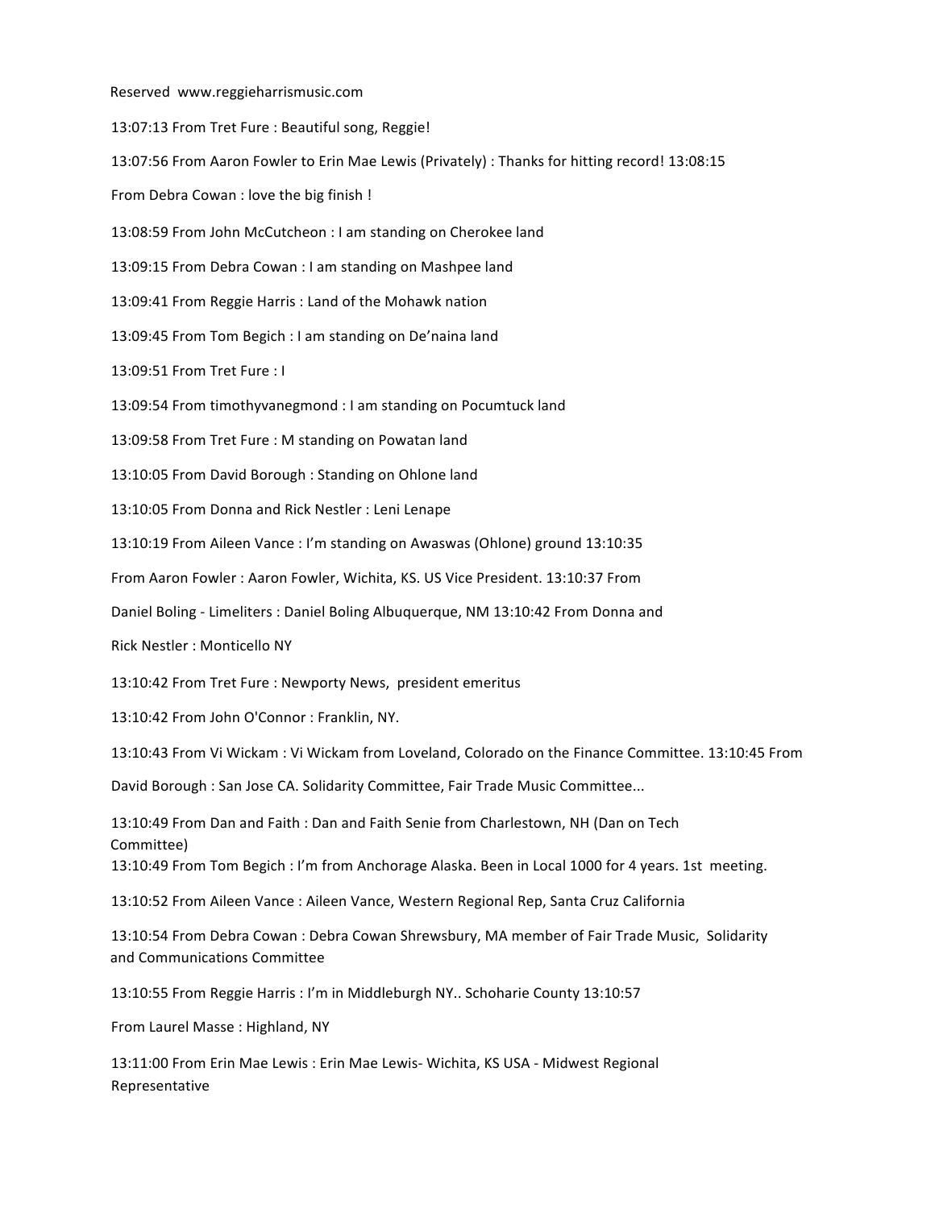Reserved www.reggieharrismusic.com

13:07:13 From Tret Fure : Beautiful song, Reggie!

13:07:56 From Aaron Fowler to Erin Mae Lewis (Privately) : Thanks for hitting record! 13:08:15

From Debra Cowan : love the big finish !

13:08:59 From John McCutcheon : I am standing on Cherokee land

13:09:15 From Debra Cowan : I am standing on Mashpee land

13:09:41 From Reggie Harris : Land of the Mohawk nation

13:09:45 From Tom Begich : I am standing on De'naina land

13:09:51 From Tret Fure : I

13:09:54 From timothyvanegmond : I am standing on Pocumtuck land

13:09:58 From Tret Fure : M standing on Powatan land

13:10:05 From David Borough : Standing on Ohlone land

13:10:05 From Donna and Rick Nestler : Leni Lenape

13:10:19 From Aileen Vance : I'm standing on Awaswas (Ohlone) ground 13:10:35

From Aaron Fowler : Aaron Fowler, Wichita, KS. US Vice President. 13:10:37 From

Daniel Boling - Limeliters : Daniel Boling Albuquerque, NM 13:10:42 From Donna and

Rick Nestler : Monticello NY

13:10:42 From Tret Fure : Newporty News, president emeritus

13:10:42 From John O'Connor : Franklin, NY.

13:10:43 From Vi Wickam : Vi Wickam from Loveland, Colorado on the Finance Committee. 13:10:45 From

David Borough : San Jose CA. Solidarity Committee, Fair Trade Music Committee...

13:10:49 From Dan and Faith : Dan and Faith Senie from Charlestown, NH (Dan on Tech Committee)

13:10:49 From Tom Begich : I'm from Anchorage Alaska. Been in Local 1000 for 4 years. 1st meeting.

13:10:52 From Aileen Vance : Aileen Vance, Western Regional Rep, Santa Cruz California

13:10:54 From Debra Cowan : Debra Cowan Shrewsbury, MA member of Fair Trade Music, Solidarity and Communications Committee

13:10:55 From Reggie Harris : I'm in Middleburgh NY.. Schoharie County 13:10:57

From Laurel Masse : Highland, NY

13:11:00 From Erin Mae Lewis : Erin Mae Lewis- Wichita, KS USA - Midwest Regional Representative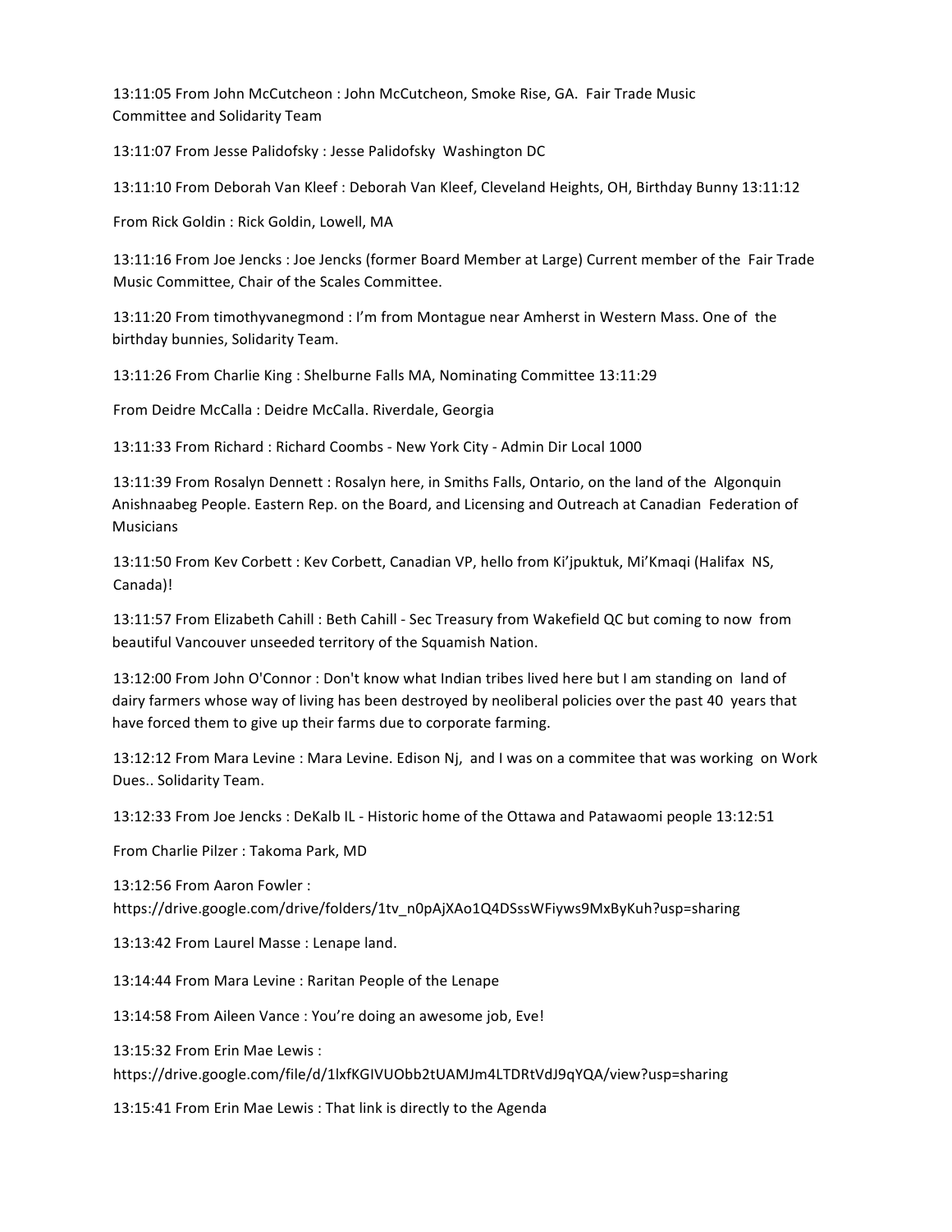13:11:05 From John McCutcheon : John McCutcheon, Smoke Rise, GA. Fair Trade Music Committee and Solidarity Team

13:11:07 From Jesse Palidofsky : Jesse Palidofsky Washington DC

13:11:10 From Deborah Van Kleef : Deborah Van Kleef, Cleveland Heights, OH, Birthday Bunny 13:11:12

From Rick Goldin : Rick Goldin, Lowell, MA

13:11:16 From Joe Jencks : Joe Jencks (former Board Member at Large) Current member of the Fair Trade Music Committee, Chair of the Scales Committee.

13:11:20 From timothyvanegmond : I'm from Montague near Amherst in Western Mass. One of the birthday bunnies, Solidarity Team.

13:11:26 From Charlie King : Shelburne Falls MA, Nominating Committee 13:11:29

From Deidre McCalla : Deidre McCalla. Riverdale, Georgia

13:11:33 From Richard : Richard Coombs - New York City - Admin Dir Local 1000

13:11:39 From Rosalyn Dennett : Rosalyn here, in Smiths Falls, Ontario, on the land of the Algonquin Anishnaabeg People. Eastern Rep. on the Board, and Licensing and Outreach at Canadian Federation of Musicians

13:11:50 From Kev Corbett : Kev Corbett, Canadian VP, hello from Ki'jpuktuk, Mi'Kmaqi (Halifax NS, Canada)!

13:11:57 From Elizabeth Cahill : Beth Cahill - Sec Treasury from Wakefield QC but coming to now from beautiful Vancouver unseeded territory of the Squamish Nation.

13:12:00 From John O'Connor : Don't know what Indian tribes lived here but I am standing on land of dairy farmers whose way of living has been destroyed by neoliberal policies over the past 40 years that have forced them to give up their farms due to corporate farming.

13:12:12 From Mara Levine : Mara Levine. Edison Nj, and I was on a commitee that was working on Work Dues.. Solidarity Team.

13:12:33 From Joe Jencks : DeKalb IL - Historic home of the Ottawa and Patawaomi people 13:12:51

From Charlie Pilzer : Takoma Park, MD

13:12:56 From Aaron Fowler : https://drive.google.com/drive/folders/1tv_n0pAjXAo1Q4DSssWFiyws9MxByKuh?usp=sharing

13:13:42 From Laurel Masse : Lenape land.

13:14:44 From Mara Levine : Raritan People of the Lenape

13:14:58 From Aileen Vance : You're doing an awesome job, Eve!

13:15:32 From Erin Mae Lewis : https://drive.google.com/file/d/1lxfKGIVUObb2tUAMJm4LTDRtVdJ9qYQA/view?usp=sharing

13:15:41 From Erin Mae Lewis : That link is directly to the Agenda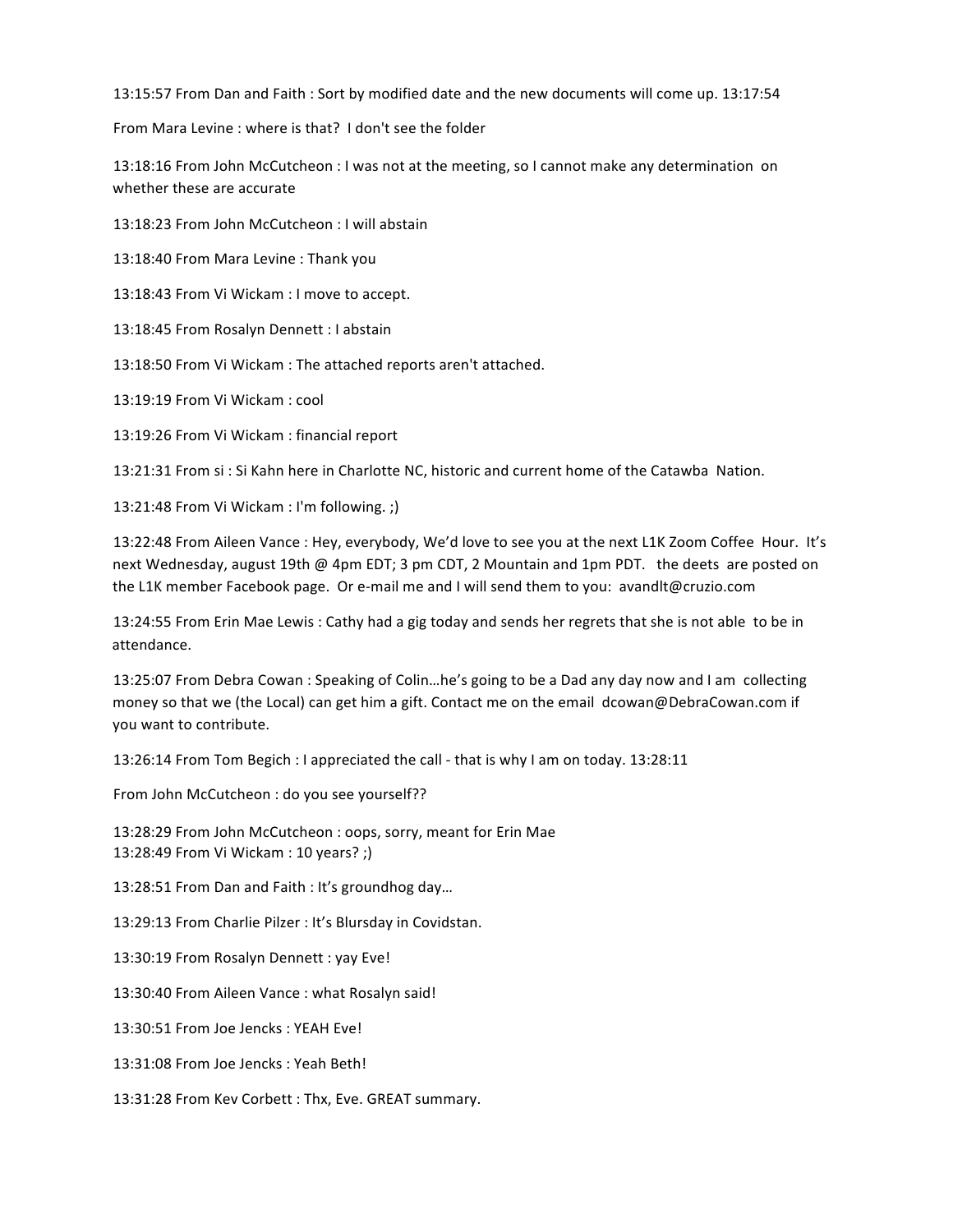13:15:57 From Dan and Faith : Sort by modified date and the new documents will come up. 13:17:54

From Mara Levine : where is that? I don't see the folder

13:18:16 From John McCutcheon : I was not at the meeting, so I cannot make any determination on whether these are accurate

13:18:23 From John McCutcheon : I will abstain

13:18:40 From Mara Levine : Thank you

13:18:43 From Vi Wickam : I move to accept.

13:18:45 From Rosalyn Dennett : I abstain

13:18:50 From Vi Wickam : The attached reports aren't attached.

13:19:19 From Vi Wickam : cool

13:19:26 From Vi Wickam : financial report

13:21:31 From si : Si Kahn here in Charlotte NC, historic and current home of the Catawba Nation.

13:21:48 From Vi Wickam : I'm following. ;)

13:22:48 From Aileen Vance : Hey, everybody, We'd love to see you at the next L1K Zoom Coffee Hour. It's next Wednesday, august 19th @ 4pm EDT; 3 pm CDT, 2 Mountain and 1pm PDT. the deets are posted on the L1K member Facebook page. Or e-mail me and I will send them to you: avandlt@cruzio.com

13:24:55 From Erin Mae Lewis : Cathy had a gig today and sends her regrets that she is not able to be in attendance.

13:25:07 From Debra Cowan : Speaking of Colin…he's going to be a Dad any day now and I am collecting money so that we (the Local) can get him a gift. Contact me on the email dcowan@DebraCowan.com if you want to contribute.

13:26:14 From Tom Begich : I appreciated the call - that is why I am on today. 13:28:11

From John McCutcheon : do you see yourself??

13:28:29 From John McCutcheon : oops, sorry, meant for Erin Mae
13:28:49 From Vi Wickam : 10 years? ;)

13:28:51 From Dan and Faith : It's groundhog day…

13:29:13 From Charlie Pilzer : It's Blursday in Covidstan.

13:30:19 From Rosalyn Dennett : yay Eve!

13:30:40 From Aileen Vance : what Rosalyn said!

13:30:51 From Joe Jencks : YEAH Eve!

13:31:08 From Joe Jencks : Yeah Beth!

13:31:28 From Kev Corbett : Thx, Eve. GREAT summary.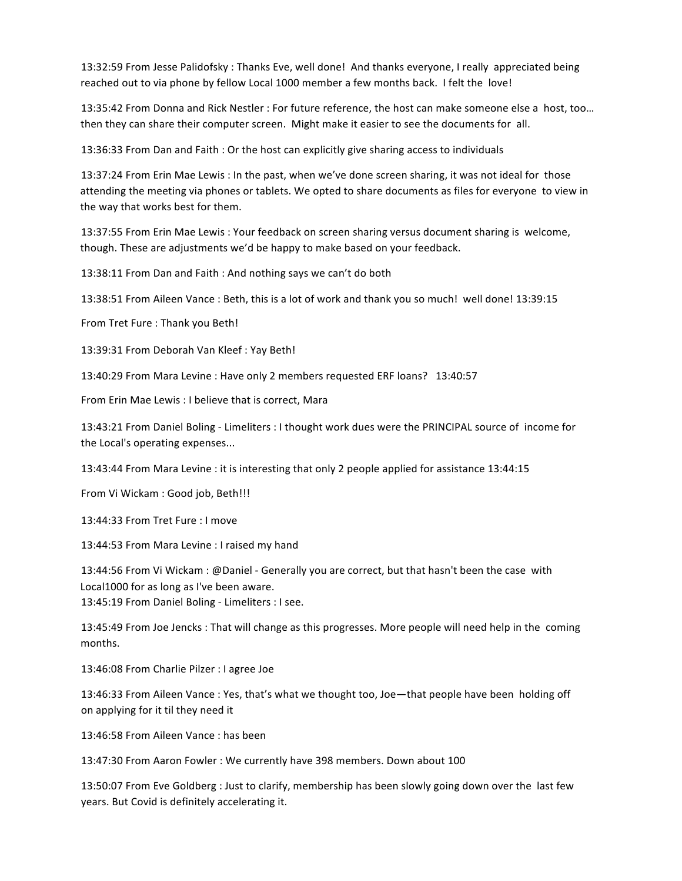13:32:59 From Jesse Palidofsky : Thanks Eve, well done! And thanks everyone, I really appreciated being reached out to via phone by fellow Local 1000 member a few months back. I felt the love!

13:35:42 From Donna and Rick Nestler : For future reference, the host can make someone else a host, too… then they can share their computer screen. Might make it easier to see the documents for all.

13:36:33 From Dan and Faith : Or the host can explicitly give sharing access to individuals

13:37:24 From Erin Mae Lewis : In the past, when we've done screen sharing, it was not ideal for those attending the meeting via phones or tablets. We opted to share documents as files for everyone to view in the way that works best for them.

13:37:55 From Erin Mae Lewis : Your feedback on screen sharing versus document sharing is welcome, though. These are adjustments we'd be happy to make based on your feedback.

13:38:11 From Dan and Faith : And nothing says we can't do both

13:38:51 From Aileen Vance : Beth, this is a lot of work and thank you so much! well done! 13:39:15

From Tret Fure : Thank you Beth!

13:39:31 From Deborah Van Kleef : Yay Beth!

13:40:29 From Mara Levine : Have only 2 members requested ERF loans? 13:40:57

From Erin Mae Lewis : I believe that is correct, Mara

13:43:21 From Daniel Boling - Limeliters : I thought work dues were the PRINCIPAL source of income for the Local's operating expenses...

13:43:44 From Mara Levine : it is interesting that only 2 people applied for assistance 13:44:15

From Vi Wickam : Good job, Beth!!!

13:44:33 From Tret Fure : I move

13:44:53 From Mara Levine : I raised my hand

13:44:56 From Vi Wickam : @Daniel - Generally you are correct, but that hasn't been the case with Local1000 for as long as I've been aware.
13:45:19 From Daniel Boling - Limeliters : I see.

13:45:49 From Joe Jencks : That will change as this progresses. More people will need help in the coming months.

13:46:08 From Charlie Pilzer : I agree Joe

13:46:33 From Aileen Vance : Yes, that's what we thought too, Joe—that people have been holding off on applying for it til they need it

13:46:58 From Aileen Vance : has been

13:47:30 From Aaron Fowler : We currently have 398 members. Down about 100

13:50:07 From Eve Goldberg : Just to clarify, membership has been slowly going down over the last few years. But Covid is definitely accelerating it.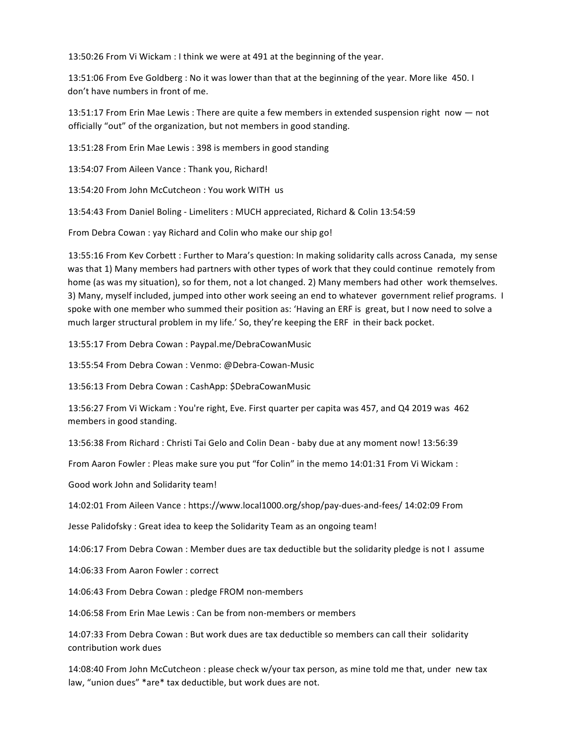13:50:26 From Vi Wickam : I think we were at 491 at the beginning of the year.

13:51:06 From Eve Goldberg : No it was lower than that at the beginning of the year. More like 450. I don't have numbers in front of me.

13:51:17 From Erin Mae Lewis : There are quite a few members in extended suspension right now — not officially "out" of the organization, but not members in good standing.

13:51:28 From Erin Mae Lewis : 398 is members in good standing

13:54:07 From Aileen Vance : Thank you, Richard!

13:54:20 From John McCutcheon : You work WITH us

13:54:43 From Daniel Boling - Limeliters : MUCH appreciated, Richard & Colin 13:54:59

From Debra Cowan : yay Richard and Colin who make our ship go!

13:55:16 From Kev Corbett : Further to Mara's question: In making solidarity calls across Canada, my sense was that 1) Many members had partners with other types of work that they could continue remotely from home (as was my situation), so for them, not a lot changed. 2) Many members had other work themselves. 3) Many, myself included, jumped into other work seeing an end to whatever government relief programs. I spoke with one member who summed their position as: 'Having an ERF is great, but I now need to solve a much larger structural problem in my life.' So, they're keeping the ERF in their back pocket.

13:55:17 From Debra Cowan : Paypal.me/DebraCowanMusic

13:55:54 From Debra Cowan : Venmo: @Debra-Cowan-Music

13:56:13 From Debra Cowan : CashApp: $DebraCowanMusic

13:56:27 From Vi Wickam : You're right, Eve. First quarter per capita was 457, and Q4 2019 was 462 members in good standing.

13:56:38 From Richard : Christi Tai Gelo and Colin Dean - baby due at any moment now! 13:56:39

From Aaron Fowler : Pleas make sure you put "for Colin" in the memo 14:01:31 From Vi Wickam :

Good work John and Solidarity team!

14:02:01 From Aileen Vance : https://www.local1000.org/shop/pay-dues-and-fees/ 14:02:09 From

Jesse Palidofsky : Great idea to keep the Solidarity Team as an ongoing team!

14:06:17 From Debra Cowan : Member dues are tax deductible but the solidarity pledge is not I assume

14:06:33 From Aaron Fowler : correct

14:06:43 From Debra Cowan : pledge FROM non-members

14:06:58 From Erin Mae Lewis : Can be from non-members or members

14:07:33 From Debra Cowan : But work dues are tax deductible so members can call their solidarity contribution work dues

14:08:40 From John McCutcheon : please check w/your tax person, as mine told me that, under new tax law, "union dues" *are* tax deductible, but work dues are not.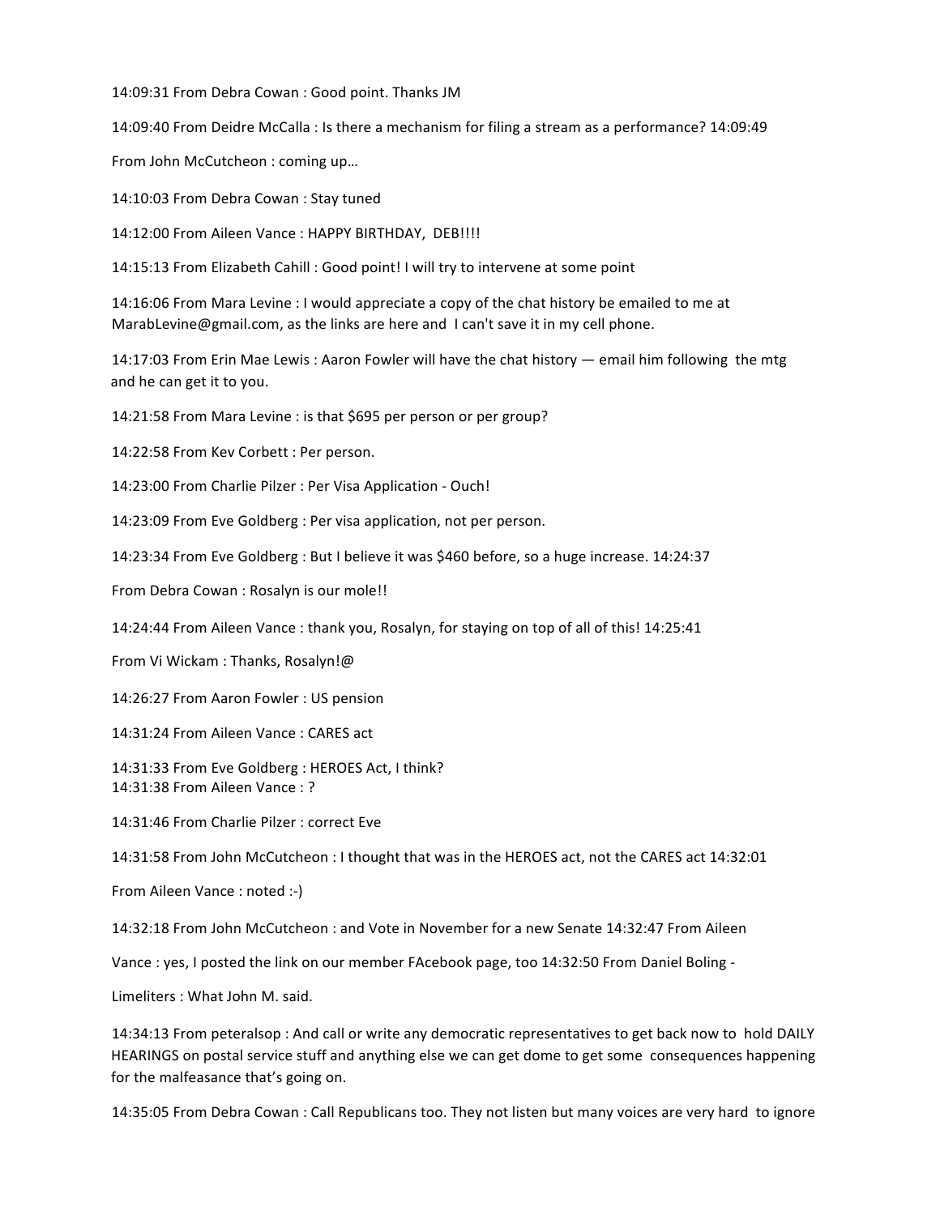14:09:31 From Debra Cowan : Good point. Thanks JM

14:09:40 From Deidre McCalla : Is there a mechanism for filing a stream as a performance? 14:09:49

From John McCutcheon : coming up…

14:10:03 From Debra Cowan : Stay tuned

14:12:00 From Aileen Vance : HAPPY BIRTHDAY, DEB!!!!

14:15:13 From Elizabeth Cahill : Good point! I will try to intervene at some point

14:16:06 From Mara Levine : I would appreciate a copy of the chat history be emailed to me at MarabLevine@gmail.com, as the links are here and I can't save it in my cell phone.

14:17:03 From Erin Mae Lewis : Aaron Fowler will have the chat history — email him following the mtg and he can get it to you.

14:21:58 From Mara Levine : is that $695 per person or per group?

14:22:58 From Kev Corbett : Per person.

14:23:00 From Charlie Pilzer : Per Visa Application - Ouch!

14:23:09 From Eve Goldberg : Per visa application, not per person.

14:23:34 From Eve Goldberg : But I believe it was $460 before, so a huge increase. 14:24:37

From Debra Cowan : Rosalyn is our mole!!

14:24:44 From Aileen Vance : thank you, Rosalyn, for staying on top of all of this! 14:25:41

From Vi Wickam : Thanks, Rosalyn!@

14:26:27 From Aaron Fowler : US pension

14:31:24 From Aileen Vance : CARES act

14:31:33 From Eve Goldberg : HEROES Act, I think?
14:31:38 From Aileen Vance : ?

14:31:46 From Charlie Pilzer : correct Eve

14:31:58 From John McCutcheon : I thought that was in the HEROES act, not the CARES act 14:32:01

From Aileen Vance : noted :-)

14:32:18 From John McCutcheon : and Vote in November for a new Senate 14:32:47 From Aileen

Vance : yes, I posted the link on our member FAcebook page, too 14:32:50 From Daniel Boling -

Limeliters : What John M. said.

14:34:13 From peteralsop : And call or write any democratic representatives to get back now to hold DAILY HEARINGS on postal service stuff and anything else we can get dome to get some consequences happening for the malfeasance that's going on.

14:35:05 From Debra Cowan : Call Republicans too. They not listen but many voices are very hard to ignore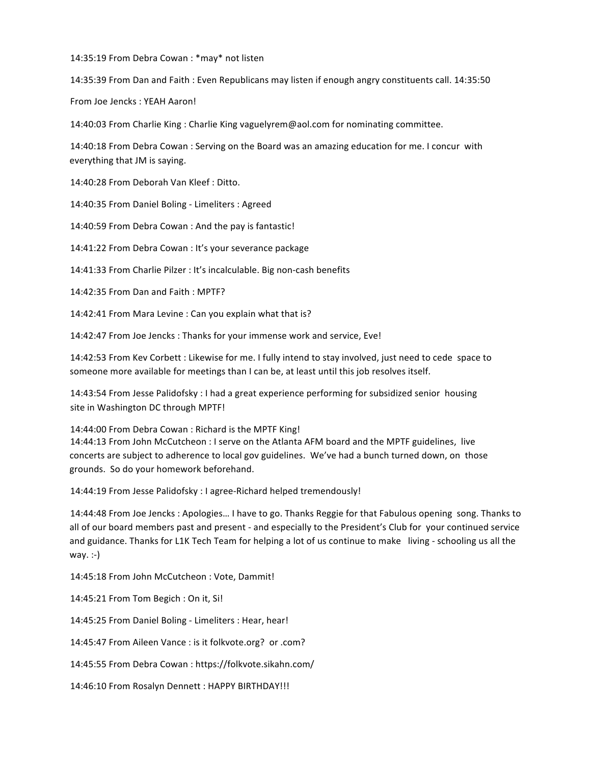14:35:19 From Debra Cowan : *may* not listen

14:35:39 From Dan and Faith : Even Republicans may listen if enough angry constituents call. 14:35:50

From Joe Jencks : YEAH Aaron!

14:40:03 From Charlie King : Charlie King vaguelyrem@aol.com for nominating committee.

14:40:18 From Debra Cowan : Serving on the Board was an amazing education for me. I concur with everything that JM is saying.

14:40:28 From Deborah Van Kleef : Ditto.

14:40:35 From Daniel Boling - Limeliters : Agreed

14:40:59 From Debra Cowan : And the pay is fantastic!

14:41:22 From Debra Cowan : It's your severance package

14:41:33 From Charlie Pilzer : It's incalculable. Big non-cash benefits

14:42:35 From Dan and Faith : MPTF?

14:42:41 From Mara Levine : Can you explain what that is?

14:42:47 From Joe Jencks : Thanks for your immense work and service, Eve!

14:42:53 From Kev Corbett : Likewise for me. I fully intend to stay involved, just need to cede space to someone more available for meetings than I can be, at least until this job resolves itself.

14:43:54 From Jesse Palidofsky : I had a great experience performing for subsidized senior housing site in Washington DC through MPTF!

14:44:00 From Debra Cowan : Richard is the MPTF King!

14:44:13 From John McCutcheon : I serve on the Atlanta AFM board and the MPTF guidelines, live concerts are subject to adherence to local gov guidelines. We've had a bunch turned down, on those grounds. So do your homework beforehand.

14:44:19 From Jesse Palidofsky : I agree-Richard helped tremendously!

14:44:48 From Joe Jencks : Apologies… I have to go. Thanks Reggie for that Fabulous opening song. Thanks to all of our board members past and present - and especially to the President's Club for your continued service and guidance. Thanks for L1K Tech Team for helping a lot of us continue to make living - schooling us all the way. :-)

14:45:18 From John McCutcheon : Vote, Dammit!

14:45:21 From Tom Begich : On it, Si!

14:45:25 From Daniel Boling - Limeliters : Hear, hear!

14:45:47 From Aileen Vance : is it folkvote.org? or .com?

14:45:55 From Debra Cowan : https://folkvote.sikahn.com/

14:46:10 From Rosalyn Dennett : HAPPY BIRTHDAY!!!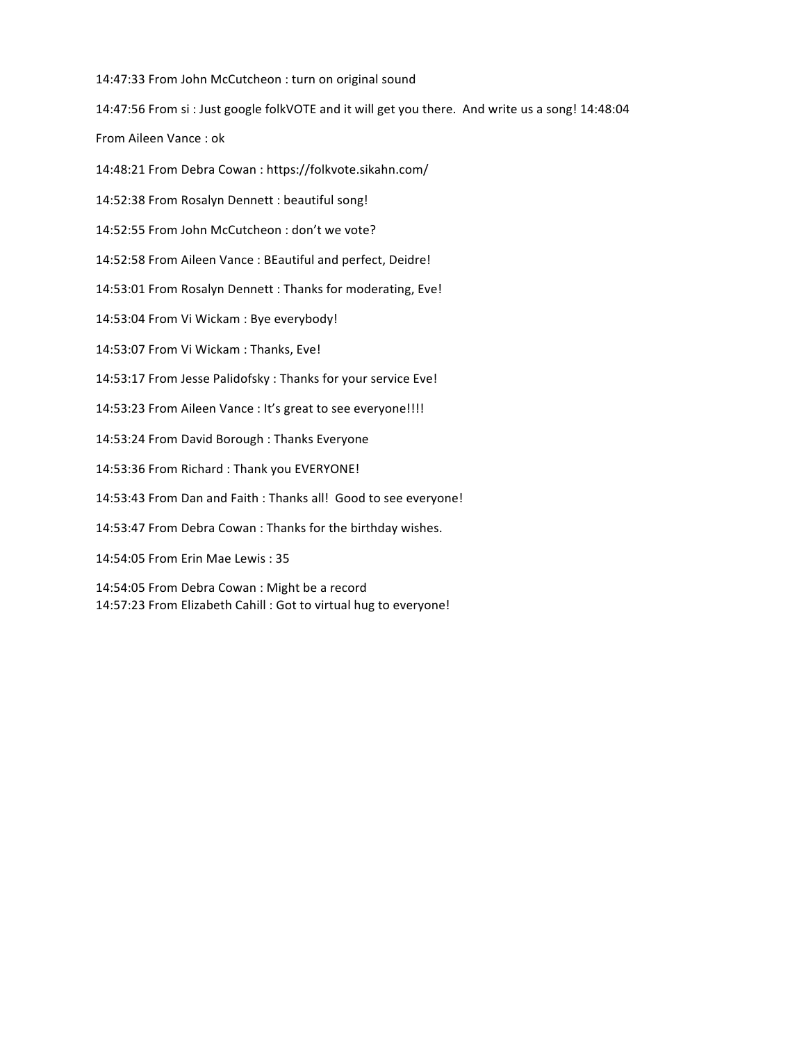14:47:33 From John McCutcheon : turn on original sound

14:47:56 From si : Just google folkVOTE and it will get you there. And write us a song! 14:48:04

From Aileen Vance : ok

14:48:21 From Debra Cowan : https://folkvote.sikahn.com/

14:52:38 From Rosalyn Dennett : beautiful song!

14:52:55 From John McCutcheon : don't we vote?

14:52:58 From Aileen Vance : BEautiful and perfect, Deidre!

14:53:01 From Rosalyn Dennett : Thanks for moderating, Eve!

14:53:04 From Vi Wickam : Bye everybody!

14:53:07 From Vi Wickam : Thanks, Eve!

14:53:17 From Jesse Palidofsky : Thanks for your service Eve!

14:53:23 From Aileen Vance : It's great to see everyone!!!!

14:53:24 From David Borough : Thanks Everyone

14:53:36 From Richard : Thank you EVERYONE!

14:53:43 From Dan and Faith : Thanks all! Good to see everyone!

14:53:47 From Debra Cowan : Thanks for the birthday wishes.

14:54:05 From Erin Mae Lewis : 35

14:54:05 From Debra Cowan : Might be a record
14:57:23 From Elizabeth Cahill : Got to virtual hug to everyone!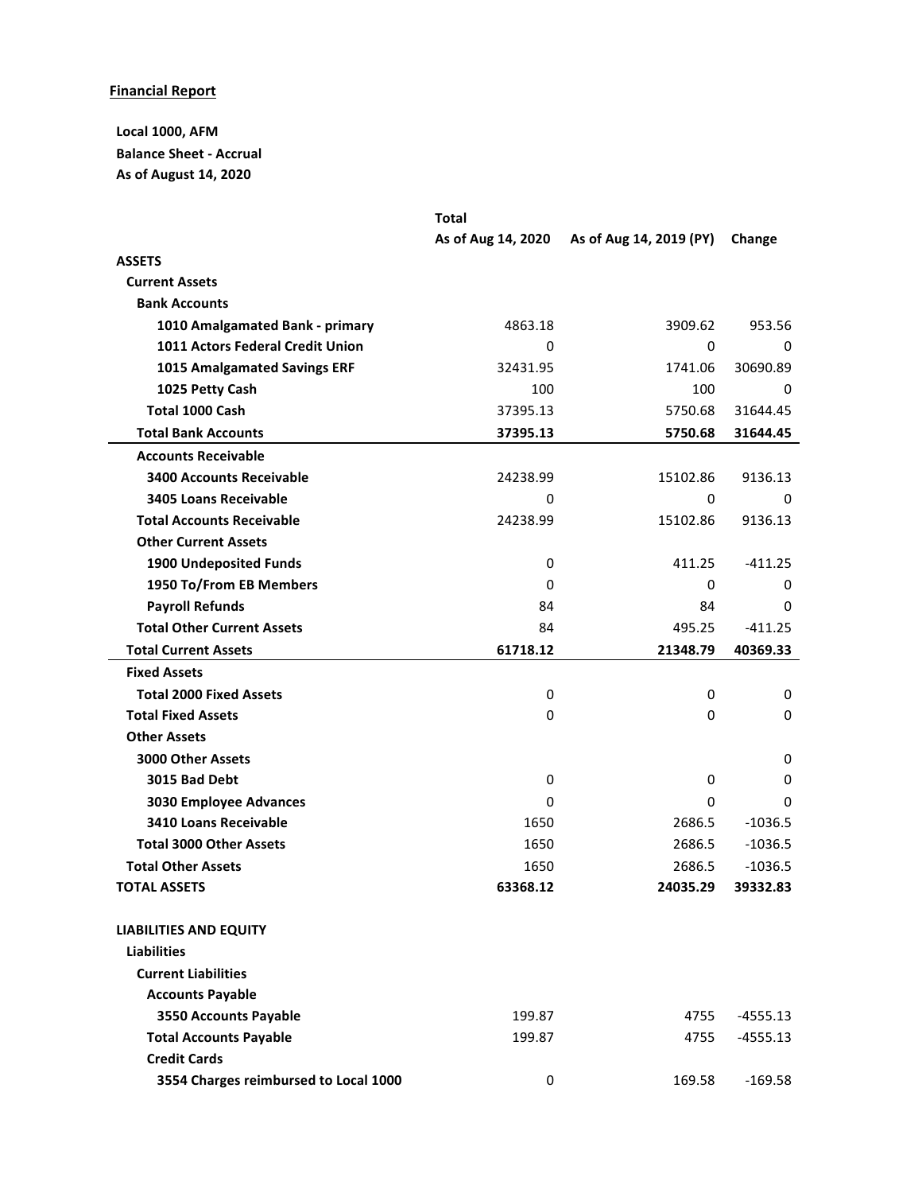**Financial Report**

**Local 1000, AFM**
**Balance Sheet - Accrual**
**As of August 14, 2020**

| | Total | | |
|---|---|---|---|
| | **As of Aug 14, 2020** | **As of Aug 14, 2019 (PY)** | **Change** |
| **ASSETS** | | | |
| **Current Assets** | | | |
| **Bank Accounts** | | | |
| **1010 Amalgamated Bank - primary** | 4863.18 | 3909.62 | 953.56 |
| **1011 Actors Federal Credit Union** | 0 | 0 | 0 |
| **1015 Amalgamated Savings ERF** | 32431.95 | 1741.06 | 30690.89 |
| **1025 Petty Cash** | 100 | 100 | 0 |
| **Total 1000 Cash** | 37395.13 | 5750.68 | 31644.45 |
| **Total Bank Accounts** | **37395.13** | **5750.68** | **31644.45** |
| **Accounts Receivable** | | | |
| **3400 Accounts Receivable** | 24238.99 | 15102.86 | 9136.13 |
| **3405 Loans Receivable** | 0 | 0 | 0 |
| **Total Accounts Receivable** | 24238.99 | 15102.86 | 9136.13 |
| **Other Current Assets** | | | |
| **1900 Undeposited Funds** | 0 | 411.25 | -411.25 |
| **1950 To/From EB Members** | 0 | 0 | 0 |
| **Payroll Refunds** | 84 | 84 | 0 |
| **Total Other Current Assets** | 84 | 495.25 | -411.25 |
| **Total Current Assets** | **61718.12** | **21348.79** | **40369.33** |
| **Fixed Assets** | | | |
| **Total 2000 Fixed Assets** | 0 | 0 | 0 |
| **Total Fixed Assets** | 0 | 0 | 0 |
| **Other Assets** | | | |
| **3000 Other Assets** | | | 0 |
| **3015 Bad Debt** | 0 | 0 | 0 |
| **3030 Employee Advances** | 0 | 0 | 0 |
| **3410 Loans Receivable** | 1650 | 2686.5 | -1036.5 |
| **Total 3000 Other Assets** | 1650 | 2686.5 | -1036.5 |
| **Total Other Assets** | 1650 | 2686.5 | -1036.5 |
| **TOTAL ASSETS** | **63368.12** | **24035.29** | **39332.83** |
| | | | |
| **LIABILITIES AND EQUITY** | | | |
| **Liabilities** | | | |
| **Current Liabilities** | | | |
| **Accounts Payable** | | | |
| **3550 Accounts Payable** | 199.87 | 4755 | -4555.13 |
| **Total Accounts Payable** | 199.87 | 4755 | -4555.13 |
| **Credit Cards** | | | |
| **3554 Charges reimbursed to Local 1000** | 0 | 169.58 | -169.58 |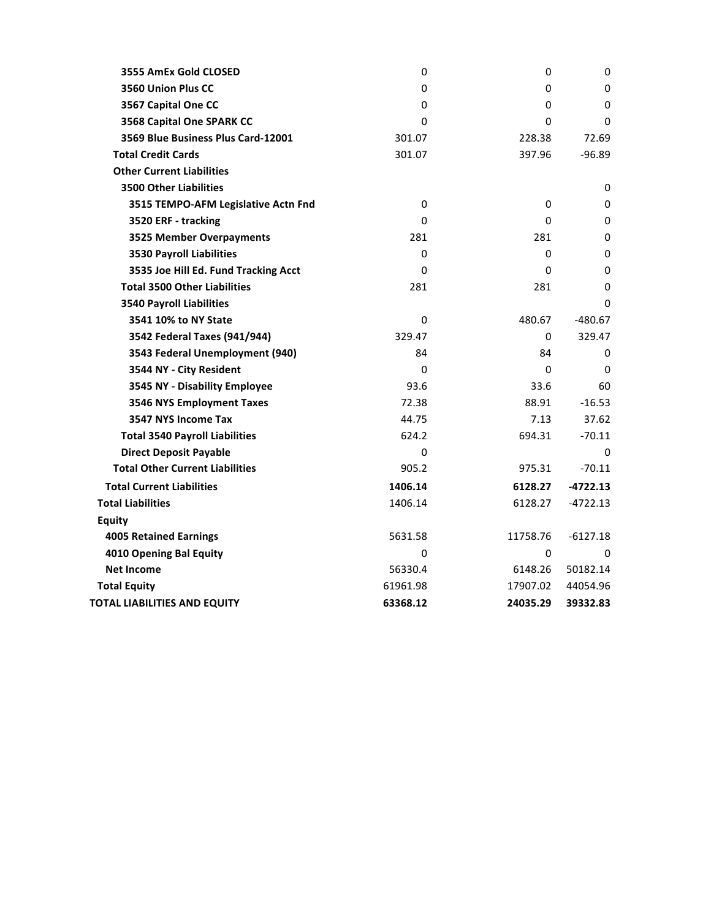| | | | |
|---|---|---|---|
| **3555 AmEx Gold CLOSED** | 0 | 0 | 0 |
| **3560 Union Plus CC** | 0 | 0 | 0 |
| **3567 Capital One CC** | 0 | 0 | 0 |
| **3568 Capital One SPARK CC** | 0 | 0 | 0 |
| **3569 Blue Business Plus Card-12001** | 301.07 | 228.38 | 72.69 |
| **Total Credit Cards** | 301.07 | 397.96 | -96.89 |
| **Other Current Liabilities** | | | |
| **3500 Other Liabilities** | | | 0 |
| **3515 TEMPO-AFM Legislative Actn Fnd** | 0 | 0 | 0 |
| **3520 ERF - tracking** | 0 | 0 | 0 |
| **3525 Member Overpayments** | 281 | 281 | 0 |
| **3530 Payroll Liabilities** | 0 | 0 | 0 |
| **3535 Joe Hill Ed. Fund Tracking Acct** | 0 | 0 | 0 |
| **Total 3500 Other Liabilities** | 281 | 281 | 0 |
| **3540 Payroll Liabilities** | | | 0 |
| **3541 10% to NY State** | 0 | 480.67 | -480.67 |
| **3542 Federal Taxes (941/944)** | 329.47 | 0 | 329.47 |
| **3543 Federal Unemployment (940)** | 84 | 84 | 0 |
| **3544 NY - City Resident** | 0 | 0 | 0 |
| **3545 NY - Disability Employee** | 93.6 | 33.6 | 60 |
| **3546 NYS Employment Taxes** | 72.38 | 88.91 | -16.53 |
| **3547 NYS Income Tax** | 44.75 | 7.13 | 37.62 |
| **Total 3540 Payroll Liabilities** | 624.2 | 694.31 | -70.11 |
| **Direct Deposit Payable** | 0 | | 0 |
| **Total Other Current Liabilities** | 905.2 | 975.31 | -70.11 |
| **Total Current Liabilities** | **1406.14** | **6128.27** | **-4722.13** |
| **Total Liabilities** | 1406.14 | 6128.27 | -4722.13 |
| **Equity** | | | |
| **4005 Retained Earnings** | 5631.58 | 11758.76 | -6127.18 |
| **4010 Opening Bal Equity** | 0 | 0 | 0 |
| **Net Income** | 56330.4 | 6148.26 | 50182.14 |
| **Total Equity** | 61961.98 | 17907.02 | 44054.96 |
| **TOTAL LIABILITIES AND EQUITY** | **63368.12** | **24035.29** | **39332.83** |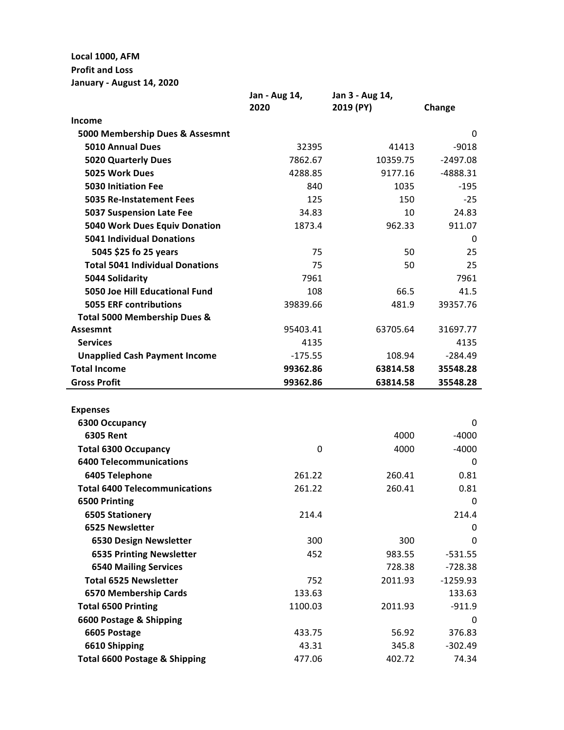**Local 1000, AFM**
**Profit and Loss**
**January - August 14, 2020**

| | Jan - Aug 14, 2020 | Jan 3 - Aug 14, 2019 (PY) | Change |
|---|---|---|---|
| **Income** | | | |
| **5000 Membership Dues & Assesmnt** | | | 0 |
| **5010 Annual Dues** | 32395 | 41413 | -9018 |
| **5020 Quarterly Dues** | 7862.67 | 10359.75 | -2497.08 |
| **5025 Work Dues** | 4288.85 | 9177.16 | -4888.31 |
| **5030 Initiation Fee** | 840 | 1035 | -195 |
| **5035 Re-Instatement Fees** | 125 | 150 | -25 |
| **5037 Suspension Late Fee** | 34.83 | 10 | 24.83 |
| **5040 Work Dues Equiv Donation** | 1873.4 | 962.33 | 911.07 |
| **5041 Individual Donations** | | | 0 |
| **5045 $25 fo 25 years** | 75 | 50 | 25 |
| **Total 5041 Individual Donations** | 75 | 50 | 25 |
| **5044 Solidarity** | 7961 | | 7961 |
| **5050 Joe Hill Educational Fund** | 108 | 66.5 | 41.5 |
| **5055 ERF contributions** | 39839.66 | 481.9 | 39357.76 |
| **Total 5000 Membership Dues & Assesmnt** | 95403.41 | 63705.64 | 31697.77 |
| **Services** | 4135 | | 4135 |
| **Unapplied Cash Payment Income** | -175.55 | 108.94 | -284.49 |
| **Total Income** | **99362.86** | **63814.58** | **35548.28** |
| **Gross Profit** | **99362.86** | **63814.58** | **35548.28** |
| | | | |
| **Expenses** | | | |
| **6300 Occupancy** | | | 0 |
| **6305 Rent** | | 4000 | -4000 |
| **Total 6300 Occupancy** | 0 | 4000 | -4000 |
| **6400 Telecommunications** | | | 0 |
| **6405 Telephone** | 261.22 | 260.41 | 0.81 |
| **Total 6400 Telecommunications** | 261.22 | 260.41 | 0.81 |
| **6500 Printing** | | | 0 |
| **6505 Stationery** | 214.4 | | 214.4 |
| **6525 Newsletter** | | | 0 |
| **6530 Design Newsletter** | 300 | 300 | 0 |
| **6535 Printing Newsletter** | 452 | 983.55 | -531.55 |
| **6540 Mailing Services** | | 728.38 | -728.38 |
| **Total 6525 Newsletter** | 752 | 2011.93 | -1259.93 |
| **6570 Membership Cards** | 133.63 | | 133.63 |
| **Total 6500 Printing** | 1100.03 | 2011.93 | -911.9 |
| **6600 Postage & Shipping** | | | 0 |
| **6605 Postage** | 433.75 | 56.92 | 376.83 |
| **6610 Shipping** | 43.31 | 345.8 | -302.49 |
| **Total 6600 Postage & Shipping** | 477.06 | 402.72 | 74.34 |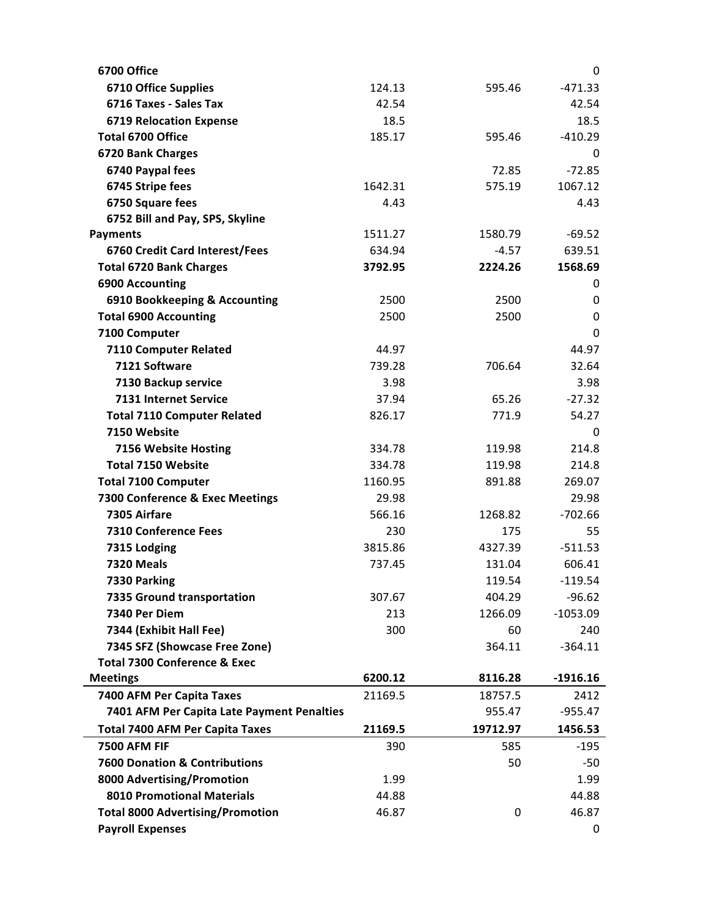| | | | |
|---|---|---|---|
| **6700 Office** | | | 0 |
| **6710 Office Supplies** | 124.13 | 595.46 | -471.33 |
| **6716 Taxes - Sales Tax** | 42.54 | | 42.54 |
| **6719 Relocation Expense** | 18.5 | | 18.5 |
| **Total 6700 Office** | 185.17 | 595.46 | -410.29 |
| **6720 Bank Charges** | | | 0 |
| **6740 Paypal fees** | | 72.85 | -72.85 |
| **6745 Stripe fees** | 1642.31 | 575.19 | 1067.12 |
| **6750 Square fees** | 4.43 | | 4.43 |
| **6752 Bill and Pay, SPS, Skyline Payments** | 1511.27 | 1580.79 | -69.52 |
| **6760 Credit Card Interest/Fees** | 634.94 | -4.57 | 639.51 |
| **Total 6720 Bank Charges** | **3792.95** | **2224.26** | **1568.69** |
| **6900 Accounting** | | | 0 |
| **6910 Bookkeeping & Accounting** | 2500 | 2500 | 0 |
| **Total 6900 Accounting** | 2500 | 2500 | 0 |
| **7100 Computer** | | | 0 |
| **7110 Computer Related** | 44.97 | | 44.97 |
| **7121 Software** | 739.28 | 706.64 | 32.64 |
| **7130 Backup service** | 3.98 | | 3.98 |
| **7131 Internet Service** | 37.94 | 65.26 | -27.32 |
| **Total 7110 Computer Related** | 826.17 | 771.9 | 54.27 |
| **7150 Website** | | | 0 |
| **7156 Website Hosting** | 334.78 | 119.98 | 214.8 |
| **Total 7150 Website** | 334.78 | 119.98 | 214.8 |
| **Total 7100 Computer** | 1160.95 | 891.88 | 269.07 |
| **7300 Conference & Exec Meetings** | 29.98 | | 29.98 |
| **7305 Airfare** | 566.16 | 1268.82 | -702.66 |
| **7310 Conference Fees** | 230 | 175 | 55 |
| **7315 Lodging** | 3815.86 | 4327.39 | -511.53 |
| **7320 Meals** | 737.45 | 131.04 | 606.41 |
| **7330 Parking** | | 119.54 | -119.54 |
| **7335 Ground transportation** | 307.67 | 404.29 | -96.62 |
| **7340 Per Diem** | 213 | 1266.09 | -1053.09 |
| **7344 (Exhibit Hall Fee)** | 300 | 60 | 240 |
| **7345 SFZ (Showcase Free Zone)** | | 364.11 | -364.11 |
| **Total 7300 Conference & Exec Meetings** | **6200.12** | **8116.28** | **-1916.16** |
| **7400 AFM Per Capita Taxes** | 21169.5 | 18757.5 | 2412 |
| **7401 AFM Per Capita Late Payment Penalties** | | 955.47 | -955.47 |
| **Total 7400 AFM Per Capita Taxes** | **21169.5** | **19712.97** | **1456.53** |
| **7500 AFM FIF** | 390 | 585 | -195 |
| **7600 Donation & Contributions** | | 50 | -50 |
| **8000 Advertising/Promotion** | 1.99 | | 1.99 |
| **8010 Promotional Materials** | 44.88 | | 44.88 |
| **Total 8000 Advertising/Promotion** | 46.87 | 0 | 46.87 |
| **Payroll Expenses** | | | 0 |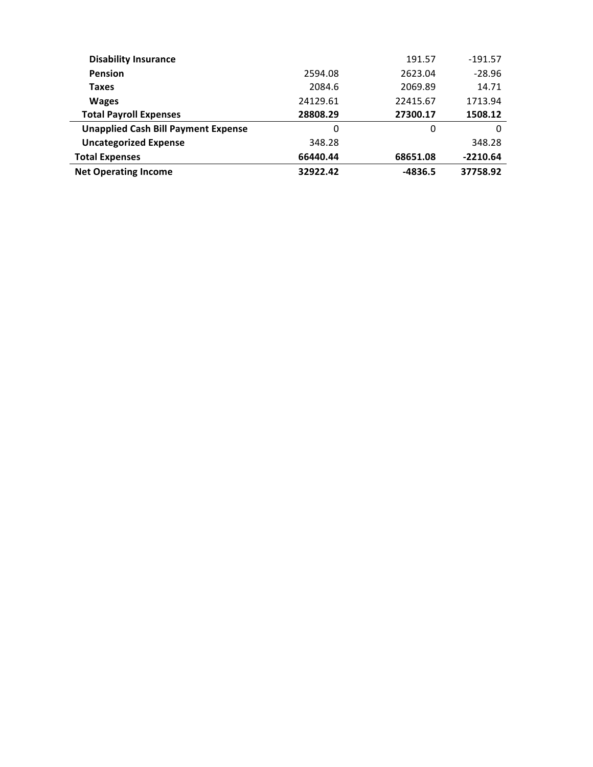| | | | |
|---|---|---|---|
| **Disability Insurance** | | 191.57 | -191.57 |
| **Pension** | 2594.08 | 2623.04 | -28.96 |
| **Taxes** | 2084.6 | 2069.89 | 14.71 |
| **Wages** | 24129.61 | 22415.67 | 1713.94 |
| **Total Payroll Expenses** | **28808.29** | **27300.17** | **1508.12** |
| **Unapplied Cash Bill Payment Expense** | 0 | 0 | 0 |
| **Uncategorized Expense** | 348.28 | | 348.28 |
| **Total Expenses** | **66440.44** | **68651.08** | **-2210.64** |
| **Net Operating Income** | **32922.42** | **-4836.5** | **37758.92** |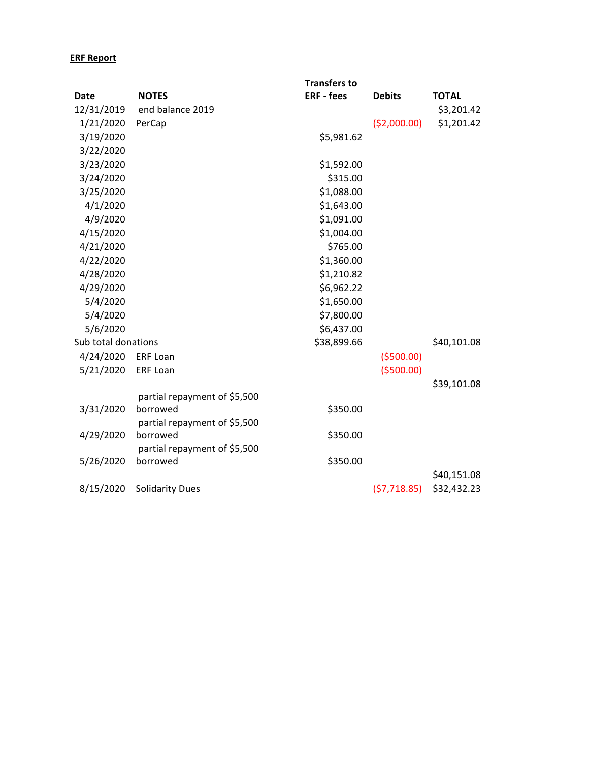**ERF Report**

| Date | NOTES | Transfers to ERF - fees | Debits | TOTAL |
|---|---|---|---|---|
| 12/31/2019 | end balance 2019 | | | $3,201.42 |
| 1/21/2020 | PerCap | | ($2,000.00) | $1,201.42 |
| 3/19/2020 | | $5,981.62 | | |
| 3/22/2020 | | | | |
| 3/23/2020 | | $1,592.00 | | |
| 3/24/2020 | | $315.00 | | |
| 3/25/2020 | | $1,088.00 | | |
| 4/1/2020 | | $1,643.00 | | |
| 4/9/2020 | | $1,091.00 | | |
| 4/15/2020 | | $1,004.00 | | |
| 4/21/2020 | | $765.00 | | |
| 4/22/2020 | | $1,360.00 | | |
| 4/28/2020 | | $1,210.82 | | |
| 4/29/2020 | | $6,962.22 | | |
| 5/4/2020 | | $1,650.00 | | |
| 5/4/2020 | | $7,800.00 | | |
| 5/6/2020 | | $6,437.00 | | |
| Sub total donations | | $38,899.66 | | $40,101.08 |
| 4/24/2020 | ERF Loan | | ($500.00) | |
| 5/21/2020 | ERF Loan | | ($500.00) | |
| | | | | $39,101.08 |
| 3/31/2020 | partial repayment of $5,500 borrowed | $350.00 | | |
| 4/29/2020 | partial repayment of $5,500 borrowed | $350.00 | | |
| 5/26/2020 | partial repayment of $5,500 borrowed | $350.00 | | |
| | | | | $40,151.08 |
| 8/15/2020 | Solidarity Dues | | ($7,718.85) | $32,432.23 |